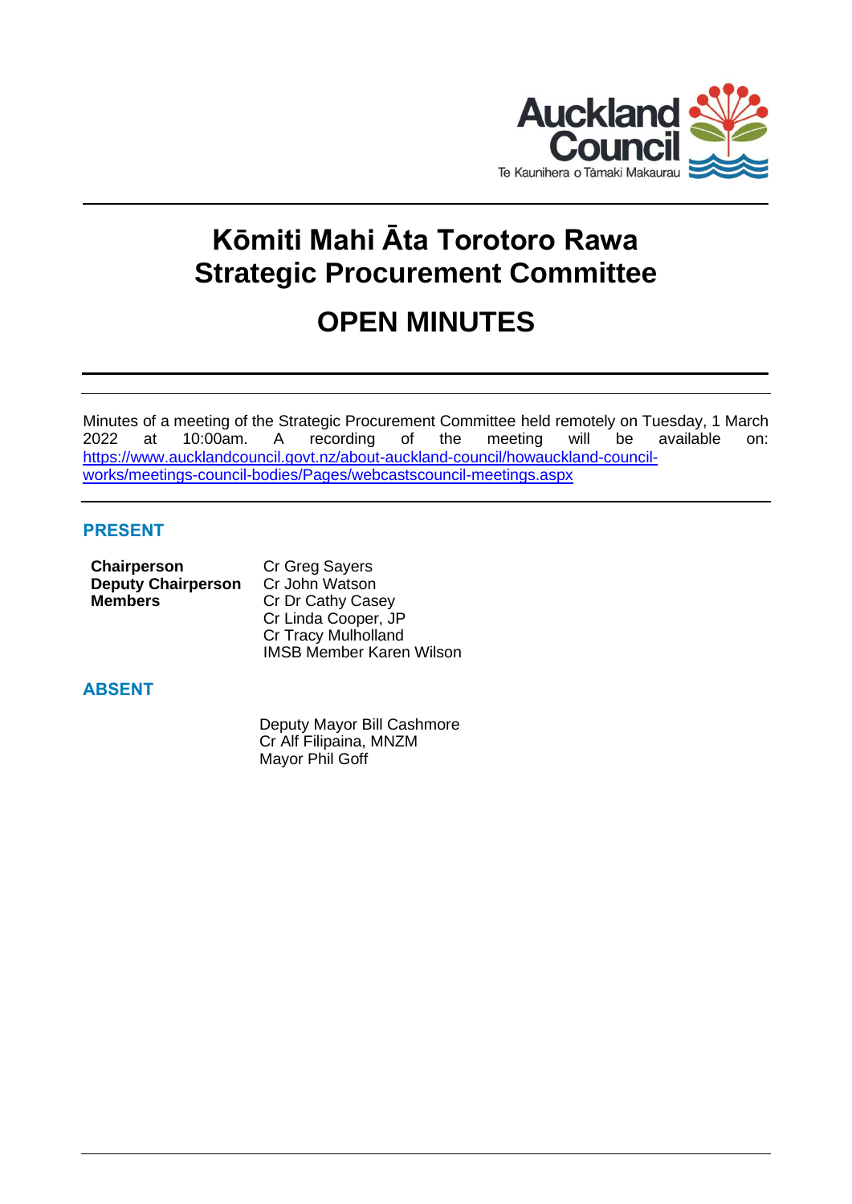# Kōmiti Mahi Āta Torotoro Rawa
# Strategic Procurement Committee

# OPEN MINUTES

Minutes of a meeting of the Strategic Procurement Committee held remotely on Tuesday, 1 March 2022 at 10:00am. A recording of the meeting will be available on: [https://www.aucklandcouncil.govt.nz/about-auckland-council/howauckland-council-works/meetings-council-bodies/Pages/webcastscouncil-meetings.aspx](https://www.aucklandcouncil.govt.nz/about-auckland-council/howauckland-council-works/meetings-council-bodies/Pages/webcastscouncil-meetings.aspx)

## PRESENT

| | |
|---|---|
| **Chairperson** | Cr Greg Sayers |
| **Deputy Chairperson** | Cr John Watson |
| **Members** | Cr Dr Cathy Casey |
| | Cr Linda Cooper, JP |
| | Cr Tracy Mulholland |
| | IMSB Member Karen Wilson |

## ABSENT

Deputy Mayor Bill Cashmore
Cr Alf Filipaina, MNZM
Mayor Phil Goff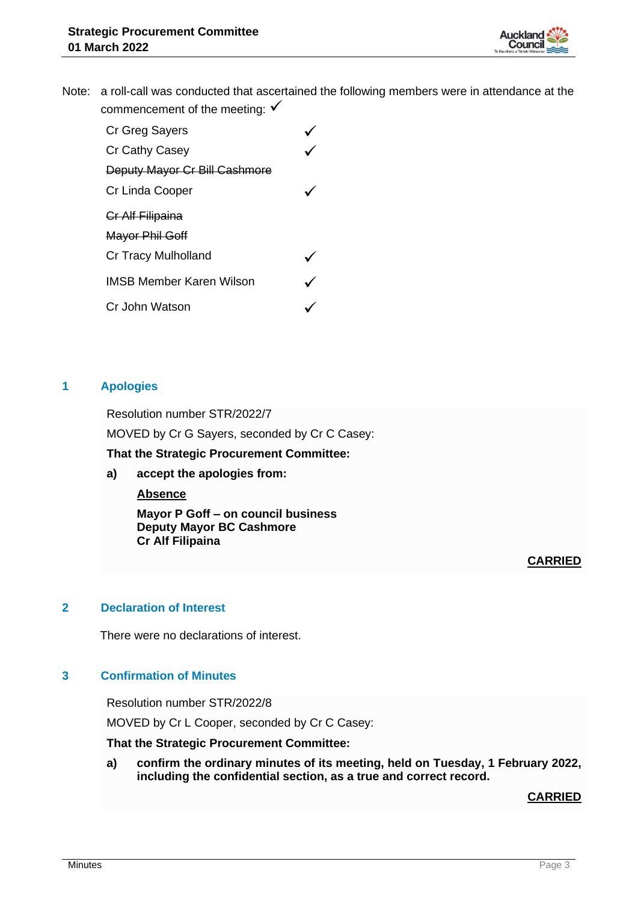Note: a roll-call was conducted that ascertained the following members were in attendance at the commencement of the meeting: ✓

| | |
|---|---|
| Cr Greg Sayers | ✓ |
| Cr Cathy Casey | ✓ |
| ~~Deputy Mayor Cr Bill Cashmore~~ | |
| Cr Linda Cooper | ✓ |
| ~~Cr Alf Filipaina~~ | |
| ~~Mayor Phil Goff~~ | |
| Cr Tracy Mulholland | ✓ |
| IMSB Member Karen Wilson | ✓ |
| Cr John Watson | ✓ |

## 1 Apologies

Resolution number STR/2022/7

MOVED by Cr G Sayers, seconded by Cr C Casey:

**That the Strategic Procurement Committee:**

**a) accept the apologies from:**

**Absence**

**Mayor P Goff – on council business**
**Deputy Mayor BC Cashmore**
**Cr Alf Filipaina**

**CARRIED**

## 2 Declaration of Interest

There were no declarations of interest.

## 3 Confirmation of Minutes

Resolution number STR/2022/8

MOVED by Cr L Cooper, seconded by Cr C Casey:

**That the Strategic Procurement Committee:**

**a) confirm the ordinary minutes of its meeting, held on Tuesday, 1 February 2022, including the confidential section, as a true and correct record.**

**CARRIED**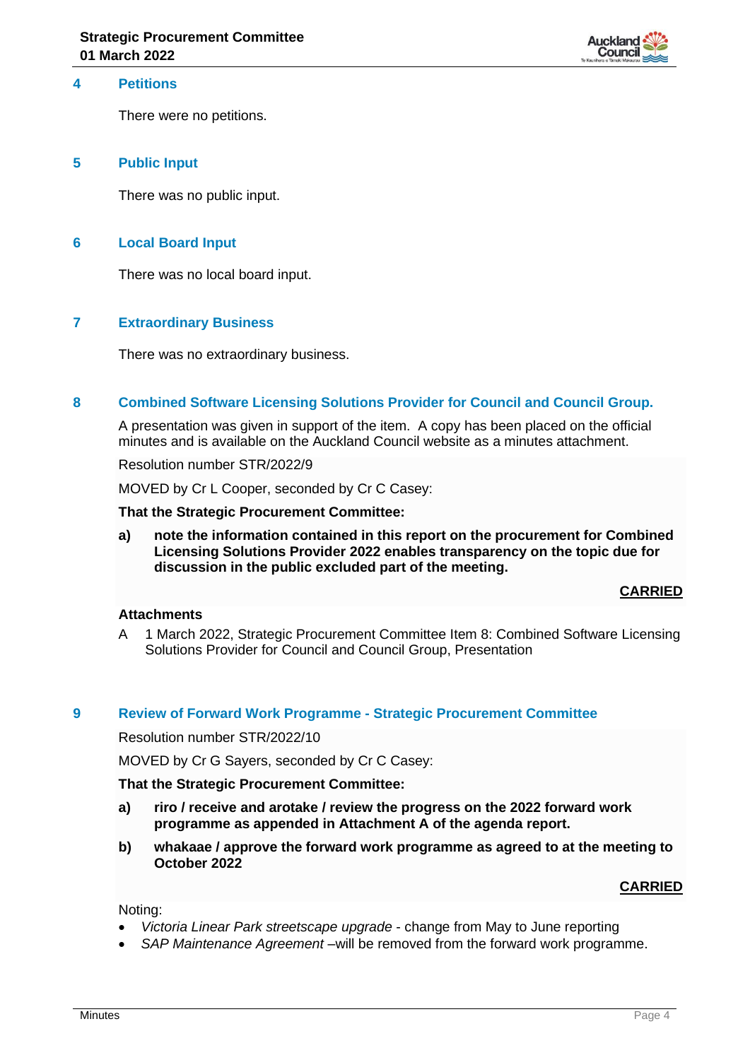## 4 Petitions

There were no petitions.

## 5 Public Input

There was no public input.

## 6 Local Board Input

There was no local board input.

## 7 Extraordinary Business

There was no extraordinary business.

## 8 Combined Software Licensing Solutions Provider for Council and Council Group.

A presentation was given in support of the item. A copy has been placed on the official minutes and is available on the Auckland Council website as a minutes attachment.

Resolution number STR/2022/9

MOVED by Cr L Cooper, seconded by Cr C Casey:

**That the Strategic Procurement Committee:**

**a) note the information contained in this report on the procurement for Combined Licensing Solutions Provider 2022 enables transparency on the topic due for discussion in the public excluded part of the meeting.**

**CARRIED**

**Attachments**

A 1 March 2022, Strategic Procurement Committee Item 8: Combined Software Licensing Solutions Provider for Council and Council Group, Presentation

## 9 Review of Forward Work Programme - Strategic Procurement Committee

Resolution number STR/2022/10

MOVED by Cr G Sayers, seconded by Cr C Casey:

**That the Strategic Procurement Committee:**

**a) riro / receive and arotake / review the progress on the 2022 forward work programme as appended in Attachment A of the agenda report.**

**b) whakaae / approve the forward work programme as agreed to at the meeting to October 2022**

**CARRIED**

Noting:

- *Victoria Linear Park streetscape upgrade* - change from May to June reporting
- *SAP Maintenance Agreement* –will be removed from the forward work programme.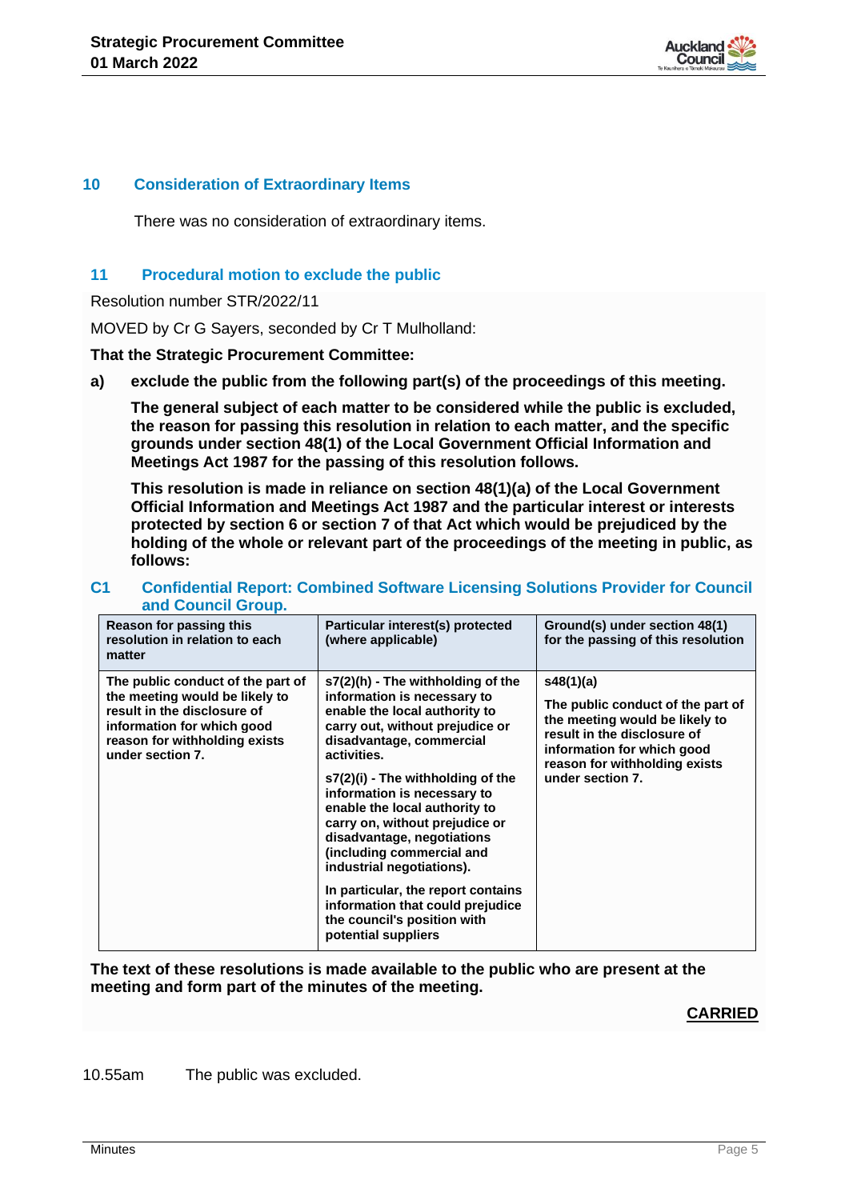## 10 Consideration of Extraordinary Items

There was no consideration of extraordinary items.

## 11 Procedural motion to exclude the public

Resolution number STR/2022/11

MOVED by Cr G Sayers, seconded by Cr T Mulholland:

**That the Strategic Procurement Committee:**

**a) exclude the public from the following part(s) of the proceedings of this meeting.**

**The general subject of each matter to be considered while the public is excluded, the reason for passing this resolution in relation to each matter, and the specific grounds under section 48(1) of the Local Government Official Information and Meetings Act 1987 for the passing of this resolution follows.**

**This resolution is made in reliance on section 48(1)(a) of the Local Government Official Information and Meetings Act 1987 and the particular interest or interests protected by section 6 or section 7 of that Act which would be prejudiced by the holding of the whole or relevant part of the proceedings of the meeting in public, as follows:**

### C1 Confidential Report: Combined Software Licensing Solutions Provider for Council and Council Group.

| Reason for passing this resolution in relation to each matter | Particular interest(s) protected (where applicable) | Ground(s) under section 48(1) for the passing of this resolution |
|---|---|---|
| The public conduct of the part of the meeting would be likely to result in the disclosure of information for which good reason for withholding exists under section 7. | s7(2)(h) - The withholding of the information is necessary to enable the local authority to carry out, without prejudice or disadvantage, commercial activities.<br><br>s7(2)(i) - The withholding of the information is necessary to enable the local authority to carry on, without prejudice or disadvantage, negotiations (including commercial and industrial negotiations).<br><br>In particular, the report contains information that could prejudice the council's position with potential suppliers | s48(1)(a)<br><br>The public conduct of the part of the meeting would be likely to result in the disclosure of information for which good reason for withholding exists under section 7. |

**The text of these resolutions is made available to the public who are present at the meeting and form part of the minutes of the meeting.**

**CARRIED**

10.55am The public was excluded.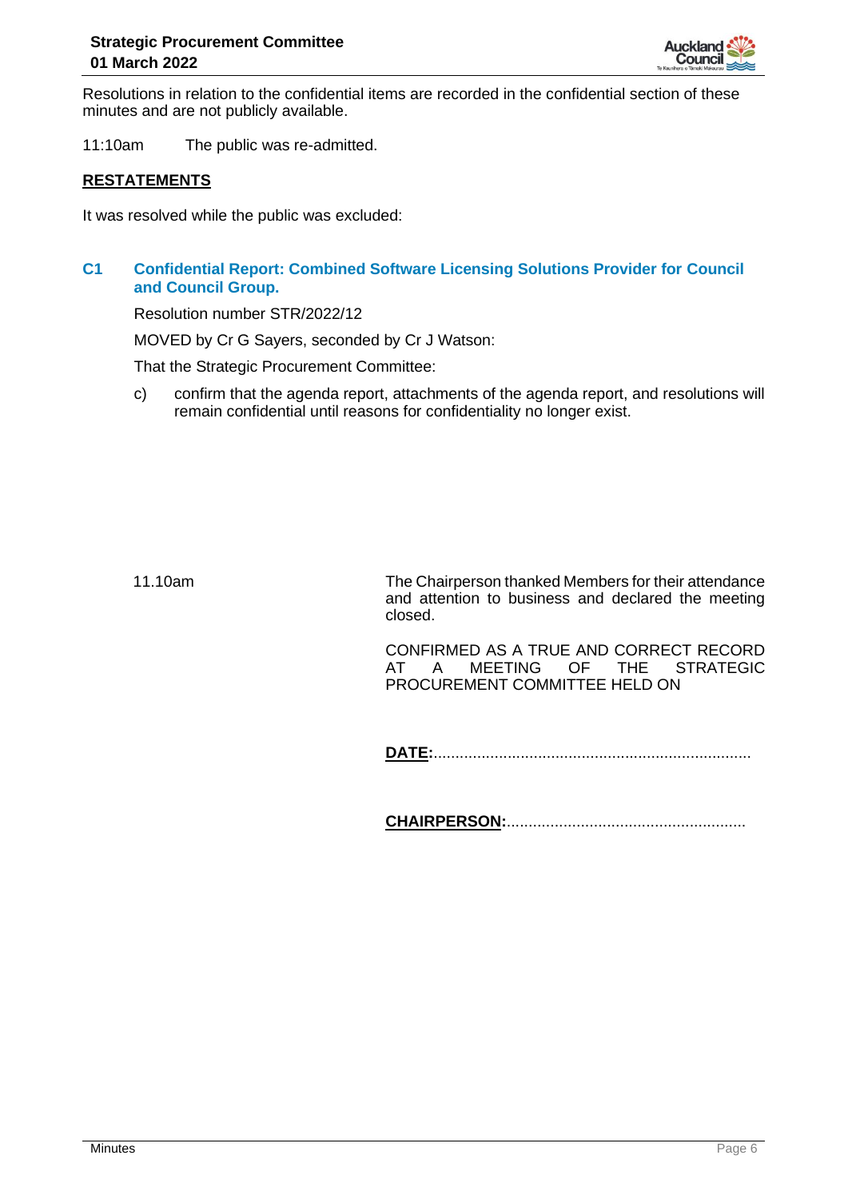Resolutions in relation to the confidential items are recorded in the confidential section of these minutes and are not publicly available.

11:10am The public was re-admitted.

**RESTATEMENTS**

It was resolved while the public was excluded:

### C1 Confidential Report: Combined Software Licensing Solutions Provider for Council and Council Group.

Resolution number STR/2022/12

MOVED by Cr G Sayers, seconded by Cr J Watson:

That the Strategic Procurement Committee:

c) confirm that the agenda report, attachments of the agenda report, and resolutions will remain confidential until reasons for confidentiality no longer exist.

11.10am The Chairperson thanked Members for their attendance and attention to business and declared the meeting closed.

CONFIRMED AS A TRUE AND CORRECT RECORD AT A MEETING OF THE STRATEGIC PROCUREMENT COMMITTEE HELD ON

**DATE:**.........................................................................

**CHAIRPERSON:**.......................................................